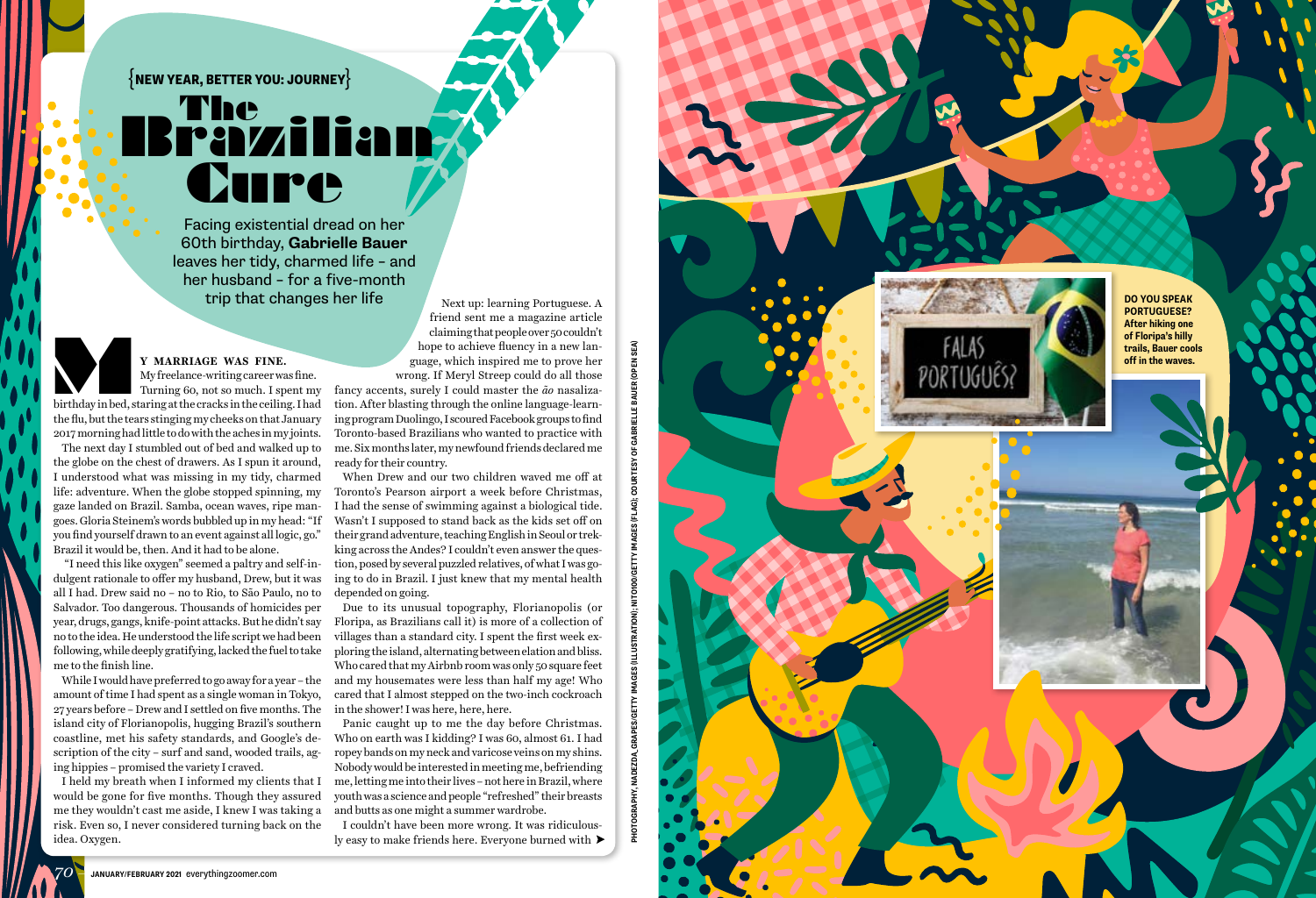{NEW YEAR, BETTER YOU: JOURNEY}

# The Brazilian Cure

Facing existential dread on her 60th birthday, **Gabrielle Bauer** leaves her tidy, charmed life – and her husband – for a five-month trip that changes her life

MY MARRIAGE WAS FINE. My freelance-writing career was fine. Turning 60, not so much. I spent my birthday in bed, staring at the cracks in the ceiling. I had the flu, but the tears stinging my cheeks on that January 2017 morning had little to do with the aches in my joints.

The next day I stumbled out of bed and walked up to the globe on the chest of drawers. As I spun it around, I understood what was missing in my tidy, charmed life: adventure. When the globe stopped spinning, my gaze landed on Brazil. Samba, ocean waves, ripe mangoes. Gloria Steinem's words bubbled up in my head: "If you find yourself drawn to an event against all logic, go." Brazil it would be, then. And it had to be alone.

"I need this like oxygen" seemed a paltry and self-indulgent rationale to offer my husband, Drew, but it was all I had. Drew said no – no to Rio, to São Paulo, no to Salvador. Too dangerous. Thousands of homicides per year, drugs, gangs, knife-point attacks. But he didn't say no to the idea. He understood the life script we had been following, while deeply gratifying, lacked the fuel to take me to the finish line.

While I would have preferred to go away for a year – the amount of time I had spent as a single woman in Tokyo, 27 years before – Drew and I settled on five months. The island city of Florianopolis, hugging Brazil's southern coastline, met his safety standards, and Google's description of the city – surf and sand, wooded trails, aging hippies – promised the variety I craved.

I held my breath when I informed my clients that I would be gone for five months. Though they assured me they wouldn't cast me aside, I knew I was taking a risk. Even so, I never considered turning back on the idea. Oxygen.

Next up: learning Portuguese. A friend sent me a magazine article claiming that people over 50 couldn't hope to achieve fluency in a new language, which inspired me to prove her wrong. If Meryl Streep could do all those fancy accents, surely I could master the *ão* nasalization. After blasting through the online language-learning program Duolingo, I scoured Facebook groups to find Toronto-based Brazilians who wanted to practice with me. Six months later, my newfound friends declared me ready for their country.

When Drew and our two children waved me off at Toronto's Pearson airport a week before Christmas, I had the sense of swimming against a biological tide. Wasn't I supposed to stand back as the kids set off on their grand adventure, teaching English in Seoul or trekking across the Andes? I couldn't even answer the question, posed by several puzzled relatives, of what I was going to do in Brazil. I just knew that my mental health depended on going.

Due to its unusual topography, Florianopolis (or Floripa, as Brazilians call it) is more of a collection of villages than a standard city. I spent the first week exploring the island, alternating between elation and bliss. Who cared that my Airbnb room was only 50 square feet and my housemates were less than half my age! Who cared that I almost stepped on the two-inch cockroach in the shower! I was here, here, here.

Panic caught up to me the day before Christmas. Who on earth was I kidding? I was 60, almost 61. I had ropey bands on my neck and varicose veins on my shins. Nobody would be interested in meeting me, befriending me, letting me into their lives – not here in Brazil, where youth was a science and people "refreshed" their breasts and butts as one might a summer wardrobe.

I couldn't have been more wrong. It was ridiculously easy to make friends here. Everyone burned with ➤

**DO YOU SPEAK PORTUGUESE?** After hiking one of Floripa's hilly trails, Bauer cools off in the waves.

PHOTOGRAPHY, NADEZDA_GRAPES/GETTY IMAGES (ILLUSTRATION); NITO100/GETTY IMAGES (FLAG); COURTESY OF GABRIELLE BAUER (OPEN SEA)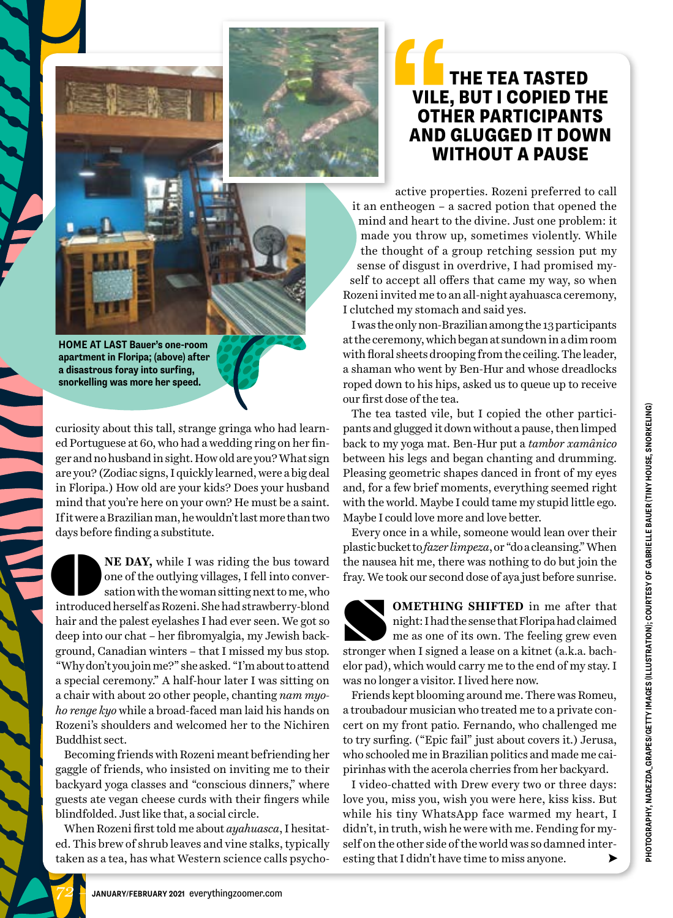HOME AT LAST Bauer's one-room apartment in Floripa; (above) after a disastrous foray into surfing, snorkelling was more her speed.

curiosity about this tall, strange gringa who had learned Portuguese at 60, who had a wedding ring on her finger and no husband in sight. How old are you? What sign are you? (Zodiac signs, I quickly learned, were a big deal in Floripa.) How old are your kids? Does your husband mind that you're here on your own? He must be a saint. If it were a Brazilian man, he wouldn't last more than two days before finding a substitute.

**ONE DAY,** while I was riding the bus toward one of the outlying villages, I fell into conversation with the woman sitting next to me, who introduced herself as Rozeni. She had strawberry-blond hair and the palest eyelashes I had ever seen. We got so deep into our chat – her fibromyalgia, my Jewish background, Canadian winters – that I missed my bus stop. "Why don't you join me?" she asked. "I'm about to attend a special ceremony." A half-hour later I was sitting on a chair with about 20 other people, chanting *nam myoho renge kyo* while a broad-faced man laid his hands on Rozeni's shoulders and welcomed her to the Nichiren Buddhist sect.

Becoming friends with Rozeni meant befriending her gaggle of friends, who insisted on inviting me to their backyard yoga classes and "conscious dinners," where guests ate vegan cheese curds with their fingers while blindfolded. Just like that, a social circle.

When Rozeni first told me about *ayahuasca*, I hesitated. This brew of shrub leaves and vine stalks, typically taken as a tea, has what Western science calls psychoactive properties. Rozeni preferred to call it an entheogen – a sacred potion that opened the mind and heart to the divine. Just one problem: it made you throw up, sometimes violently. While the thought of a group retching session put my sense of disgust in overdrive, I had promised myself to accept all offers that came my way, so when Rozeni invited me to an all-night ayahuasca ceremony, I clutched my stomach and said yes.

> **"THE TEA TASTED VILE, BUT I COPIED THE OTHER PARTICIPANTS AND GLUGGED IT DOWN WITHOUT A PAUSE**

I was the only non-Brazilian among the 13 participants at the ceremony, which began at sundown in a dim room with floral sheets drooping from the ceiling. The leader, a shaman who went by Ben-Hur and whose dreadlocks roped down to his hips, asked us to queue up to receive our first dose of the tea.

The tea tasted vile, but I copied the other participants and glugged it down without a pause, then limped back to my yoga mat. Ben-Hur put a *tambor xamânico* between his legs and began chanting and drumming. Pleasing geometric shapes danced in front of my eyes and, for a few brief moments, everything seemed right with the world. Maybe I could tame my stupid little ego. Maybe I could love more and love better.

Every once in a while, someone would lean over their plastic bucket to *fazer limpeza*, or "do a cleansing." When the nausea hit me, there was nothing to do but join the fray. We took our second dose of aya just before sunrise.

**SOMETHING SHIFTED** in me after that night: I had the sense that Floripa had claimed me as one of its own. The feeling grew even stronger when I signed a lease on a kitnet (a.k.a. bachelor pad), which would carry me to the end of my stay. I was no longer a visitor. I lived here now.

Friends kept blooming around me. There was Romeu, a troubadour musician who treated me to a private concert on my front patio. Fernando, who challenged me to try surfing. ("Epic fail" just about covers it.) Jerusa, who schooled me in Brazilian politics and made me caipirinhas with the acerola cherries from her backyard.

I video-chatted with Drew every two or three days: love you, miss you, wish you were here, kiss kiss. But while his tiny WhatsApp face warmed my heart, I didn't, in truth, wish he were with me. Fending for myself on the other side of the world was so damned interesting that I didn't have time to miss anyone. ➤

PHOTOGRAPHY, NADEZDA_GRAPES/GETTY IMAGES (ILLUSTRATION); COURTESY OF GABRIELLE BAUER (TINY HOUSE, SNORKELING)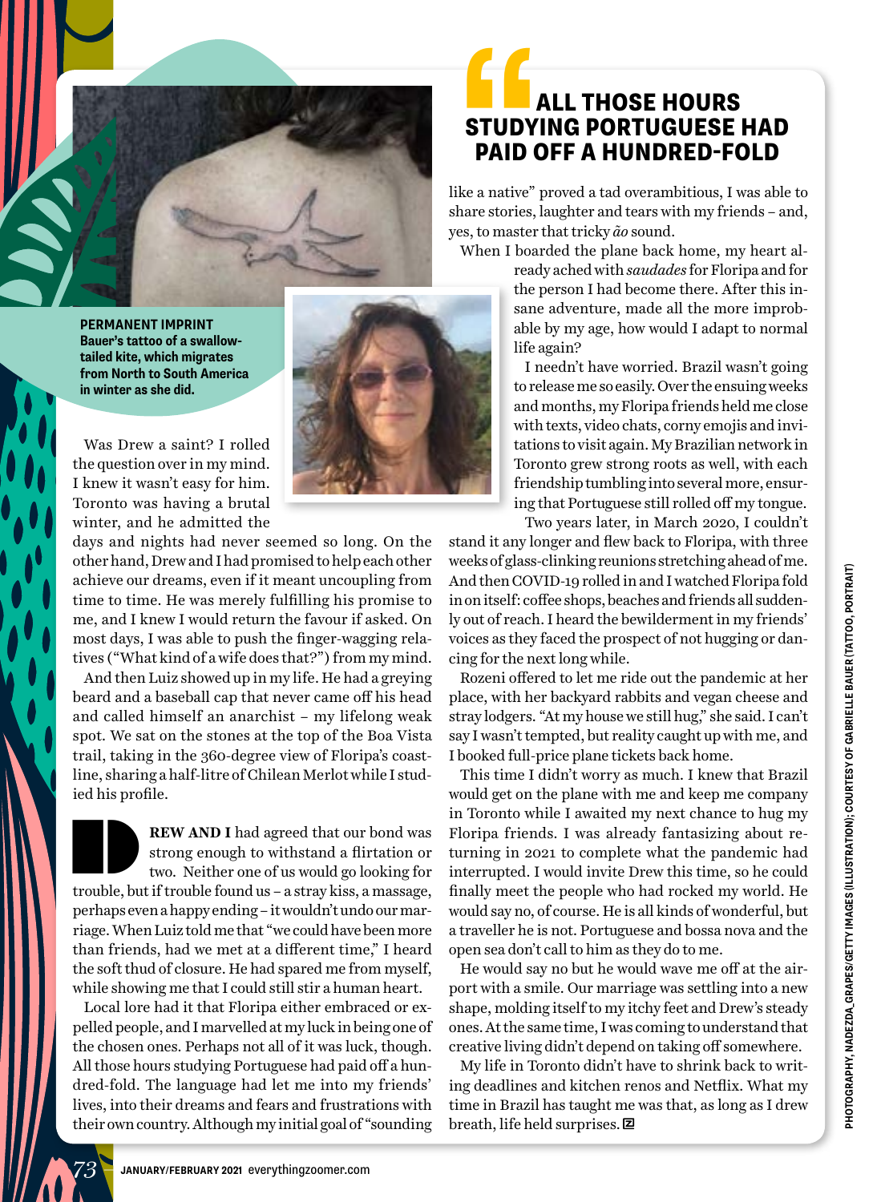**PERMANENT IMPRINT** Bauer's tattoo of a swallow-tailed kite, which migrates from North to South America in winter as she did.

Was Drew a saint? I rolled the question over in my mind. I knew it wasn't easy for him. Toronto was having a brutal winter, and he admitted the days and nights had never seemed so long. On the other hand, Drew and I had promised to help each other achieve our dreams, even if it meant uncoupling from time to time. He was merely fulfilling his promise to me, and I knew I would return the favour if asked. On most days, I was able to push the finger-wagging relatives ("What kind of a wife does that?") from my mind.

And then Luiz showed up in my life. He had a greying beard and a baseball cap that never came off his head and called himself an anarchist – my lifelong weak spot. We sat on the stones at the top of the Boa Vista trail, taking in the 360-degree view of Floripa's coastline, sharing a half-litre of Chilean Merlot while I studied his profile.

**DREW AND I** had agreed that our bond was strong enough to withstand a flirtation or two. Neither one of us would go looking for trouble, but if trouble found us – a stray kiss, a massage, perhaps even a happy ending – it wouldn't undo our marriage. When Luiz told me that "we could have been more than friends, had we met at a different time," I heard the soft thud of closure. He had spared me from myself, while showing me that I could still stir a human heart.

Local lore had it that Floripa either embraced or expelled people, and I marvelled at my luck in being one of the chosen ones. Perhaps not all of it was luck, though. All those hours studying Portuguese had paid off a hundred-fold. The language had let me into my friends' lives, into their dreams and fears and frustrations with their own country. Although my initial goal of "sounding like a native" proved a tad overambitious, I was able to share stories, laughter and tears with my friends – and, yes, to master that tricky *ão* sound.

## "ALL THOSE HOURS STUDYING PORTUGUESE HAD PAID OFF A HUNDRED-FOLD

When I boarded the plane back home, my heart already ached with *saudades* for Floripa and for the person I had become there. After this insane adventure, made all the more improbable by my age, how would I adapt to normal life again?

I needn't have worried. Brazil wasn't going to release me so easily. Over the ensuing weeks and months, my Floripa friends held me close with texts, video chats, corny emojis and invitations to visit again. My Brazilian network in Toronto grew strong roots as well, with each friendship tumbling into several more, ensuring that Portuguese still rolled off my tongue.

Two years later, in March 2020, I couldn't stand it any longer and flew back to Floripa, with three weeks of glass-clinking reunions stretching ahead of me. And then COVID-19 rolled in and I watched Floripa fold in on itself: coffee shops, beaches and friends all suddenly out of reach. I heard the bewilderment in my friends' voices as they faced the prospect of not hugging or dancing for the next long while.

Rozeni offered to let me ride out the pandemic at her place, with her backyard rabbits and vegan cheese and stray lodgers. "At my house we still hug," she said. I can't say I wasn't tempted, but reality caught up with me, and I booked full-price plane tickets back home.

This time I didn't worry as much. I knew that Brazil would get on the plane with me and keep me company in Toronto while I awaited my next chance to hug my Floripa friends. I was already fantasizing about returning in 2021 to complete what the pandemic had interrupted. I would invite Drew this time, so he could finally meet the people who had rocked my world. He would say no, of course. He is all kinds of wonderful, but a traveller he is not. Portuguese and bossa nova and the open sea don't call to him as they do to me.

He would say no but he would wave me off at the airport with a smile. Our marriage was settling into a new shape, molding itself to my itchy feet and Drew's steady ones. At the same time, I was coming to understand that creative living didn't depend on taking off somewhere.

My life in Toronto didn't have to shrink back to writing deadlines and kitchen renos and Netflix. What my time in Brazil has taught me was that, as long as I drew breath, life held surprises.

PHOTOGRAPHY, NADEZDA_GRAPES/GETTY IMAGES (ILLUSTRATION); COURTESY OF GABRIELLE BAUER (TATTOO, PORTRAIT)